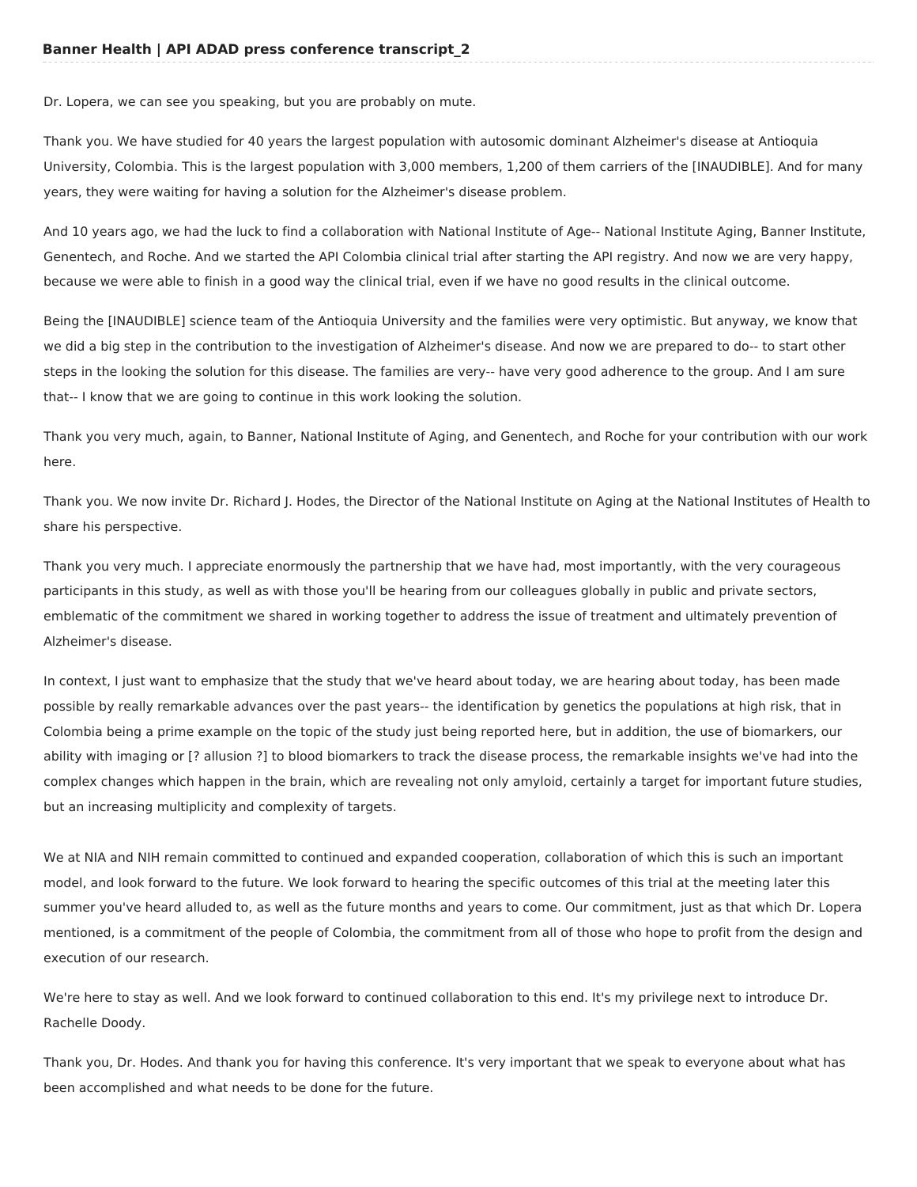Dr. Lopera, we can see you speaking, but you are probably on mute.

Thank you. We have studied for 40 years the largest population with autosomic dominant Alzheimer's disease at Antioquia University, Colombia. This is the largest population with 3,000 members, 1,200 of them carriers of the [INAUDIBLE]. And for many years, they were waiting for having a solution for the Alzheimer's disease problem.

And 10 years ago, we had the luck to find a collaboration with National Institute of Age-- National Institute Aging, Banner Institute, Genentech, and Roche. And we started the API Colombia clinical trial after starting the API registry. And now we are very happy, because we were able to finish in a good way the clinical trial, even if we have no good results in the clinical outcome.

Being the [INAUDIBLE] science team of the Antioquia University and the families were very optimistic. But anyway, we know that we did a big step in the contribution to the investigation of Alzheimer's disease. And now we are prepared to do-- to start other steps in the looking the solution for this disease. The families are very-- have very good adherence to the group. And I am sure that-- I know that we are going to continue in this work looking the solution.

Thank you very much, again, to Banner, National Institute of Aging, and Genentech, and Roche for your contribution with our work here.

Thank you. We now invite Dr. Richard J. Hodes, the Director of the National Institute on Aging at the National Institutes of Health to share his perspective.

Thank you very much. I appreciate enormously the partnership that we have had, most importantly, with the very courageous participants in this study, as well as with those you'll be hearing from our colleagues globally in public and private sectors, emblematic of the commitment we shared in working together to address the issue of treatment and ultimately prevention of Alzheimer's disease.

In context, I just want to emphasize that the study that we've heard about today, we are hearing about today, has been made possible by really remarkable advances over the past years-- the identification by genetics the populations at high risk, that in Colombia being a prime example on the topic of the study just being reported here, but in addition, the use of biomarkers, our ability with imaging or [? allusion ?] to blood biomarkers to track the disease process, the remarkable insights we've had into the complex changes which happen in the brain, which are revealing not only amyloid, certainly a target for important future studies, but an increasing multiplicity and complexity of targets.

We at NIA and NIH remain committed to continued and expanded cooperation, collaboration of which this is such an important model, and look forward to the future. We look forward to hearing the specific outcomes of this trial at the meeting later this summer you've heard alluded to, as well as the future months and years to come. Our commitment, just as that which Dr. Lopera mentioned, is a commitment of the people of Colombia, the commitment from all of those who hope to profit from the design and execution of our research.

We're here to stay as well. And we look forward to continued collaboration to this end. It's my privilege next to introduce Dr. Rachelle Doody.

Thank you, Dr. Hodes. And thank you for having this conference. It's very important that we speak to everyone about what has been accomplished and what needs to be done for the future.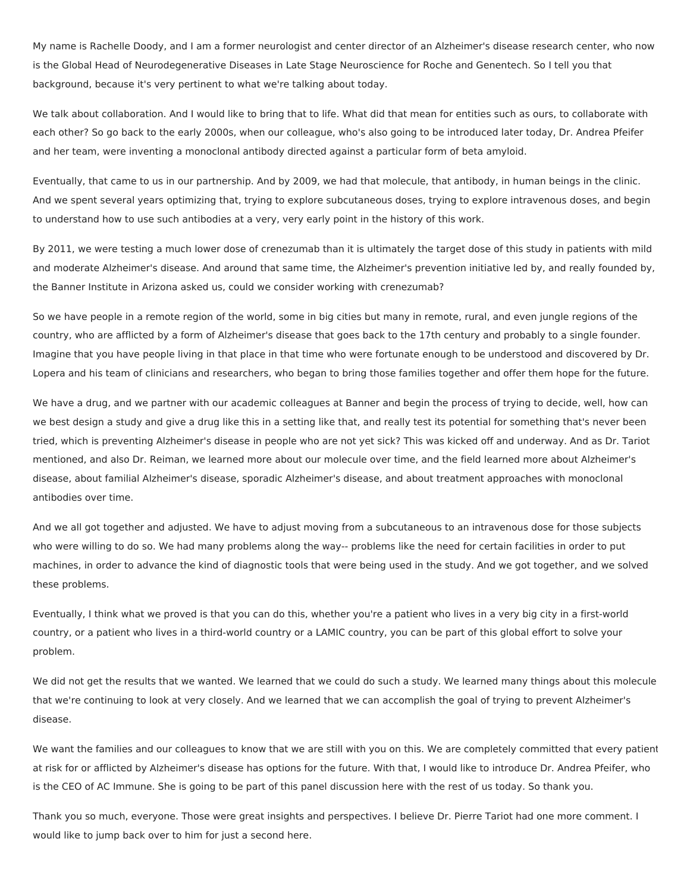My name is Rachelle Doody, and I am a former neurologist and center director of an Alzheimer's disease research center, who now is the Global Head of Neurodegenerative Diseases in Late Stage Neuroscience for Roche and Genentech. So I tell you that background, because it's very pertinent to what we're talking about today.

We talk about collaboration. And I would like to bring that to life. What did that mean for entities such as ours, to collaborate with each other? So go back to the early 2000s, when our colleague, who's also going to be introduced later today, Dr. Andrea Pfeifer and her team, were inventing a monoclonal antibody directed against a particular form of beta amyloid.

Eventually, that came to us in our partnership. And by 2009, we had that molecule, that antibody, in human beings in the clinic. And we spent several years optimizing that, trying to explore subcutaneous doses, trying to explore intravenous doses, and begin to understand how to use such antibodies at a very, very early point in the history of this work.

By 2011, we were testing a much lower dose of crenezumab than it is ultimately the target dose of this study in patients with mild and moderate Alzheimer's disease. And around that same time, the Alzheimer's prevention initiative led by, and really founded by, the Banner Institute in Arizona asked us, could we consider working with crenezumab?

So we have people in a remote region of the world, some in big cities but many in remote, rural, and even jungle regions of the country, who are afflicted by a form of Alzheimer's disease that goes back to the 17th century and probably to a single founder. Imagine that you have people living in that place in that time who were fortunate enough to be understood and discovered by Dr. Lopera and his team of clinicians and researchers, who began to bring those families together and offer them hope for the future.

We have a drug, and we partner with our academic colleagues at Banner and begin the process of trying to decide, well, how can we best design a study and give a drug like this in a setting like that, and really test its potential for something that's never been tried, which is preventing Alzheimer's disease in people who are not yet sick? This was kicked off and underway. And as Dr. Tariot mentioned, and also Dr. Reiman, we learned more about our molecule over time, and the field learned more about Alzheimer's disease, about familial Alzheimer's disease, sporadic Alzheimer's disease, and about treatment approaches with monoclonal antibodies over time.

And we all got together and adjusted. We have to adjust moving from a subcutaneous to an intravenous dose for those subjects who were willing to do so. We had many problems along the way-- problems like the need for certain facilities in order to put machines, in order to advance the kind of diagnostic tools that were being used in the study. And we got together, and we solved these problems.

Eventually, I think what we proved is that you can do this, whether you're a patient who lives in a very big city in a first-world country, or a patient who lives in a third-world country or a LAMIC country, you can be part of this global effort to solve your problem.

We did not get the results that we wanted. We learned that we could do such a study. We learned many things about this molecule that we're continuing to look at very closely. And we learned that we can accomplish the goal of trying to prevent Alzheimer's disease.

We want the families and our colleagues to know that we are still with you on this. We are completely committed that every patient at risk for or afflicted by Alzheimer's disease has options for the future. With that, I would like to introduce Dr. Andrea Pfeifer, who is the CEO of AC Immune. She is going to be part of this panel discussion here with the rest of us today. So thank you.

Thank you so much, everyone. Those were great insights and perspectives. I believe Dr. Pierre Tariot had one more comment. I would like to jump back over to him for just a second here.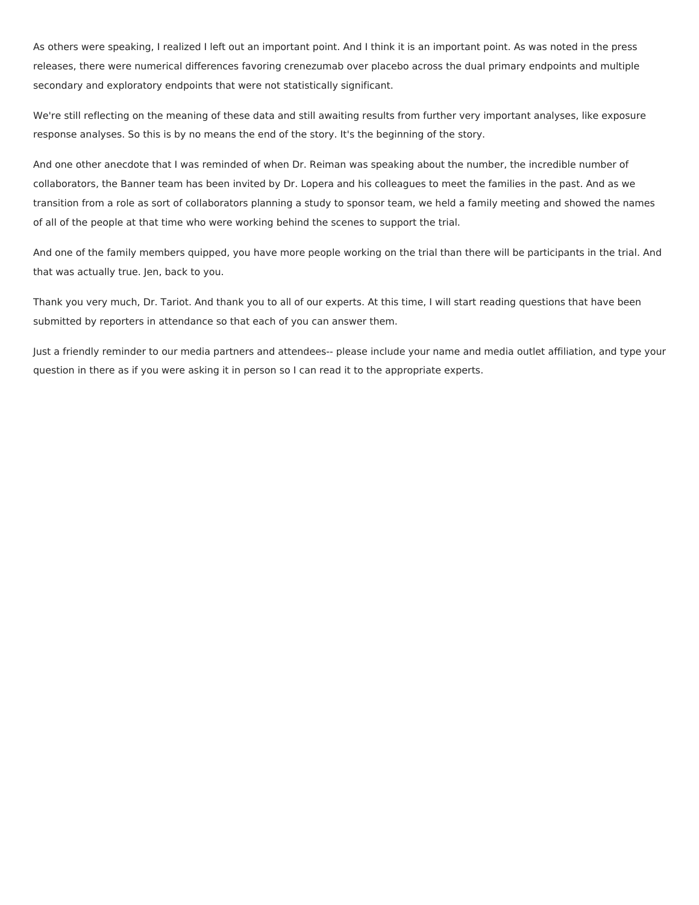As others were speaking, I realized I left out an important point. And I think it is an important point. As was noted in the press releases, there were numerical differences favoring crenezumab over placebo across the dual primary endpoints and multiple secondary and exploratory endpoints that were not statistically significant.

We're still reflecting on the meaning of these data and still awaiting results from further very important analyses, like exposure response analyses. So this is by no means the end of the story. It's the beginning of the story.

And one other anecdote that I was reminded of when Dr. Reiman was speaking about the number, the incredible number of collaborators, the Banner team has been invited by Dr. Lopera and his colleagues to meet the families in the past. And as we transition from a role as sort of collaborators planning a study to sponsor team, we held a family meeting and showed the names of all of the people at that time who were working behind the scenes to support the trial.

And one of the family members quipped, you have more people working on the trial than there will be participants in the trial. And that was actually true. Jen, back to you.

Thank you very much, Dr. Tariot. And thank you to all of our experts. At this time, I will start reading questions that have been submitted by reporters in attendance so that each of you can answer them.

Just a friendly reminder to our media partners and attendees-- please include your name and media outlet affiliation, and type your question in there as if you were asking it in person so I can read it to the appropriate experts.